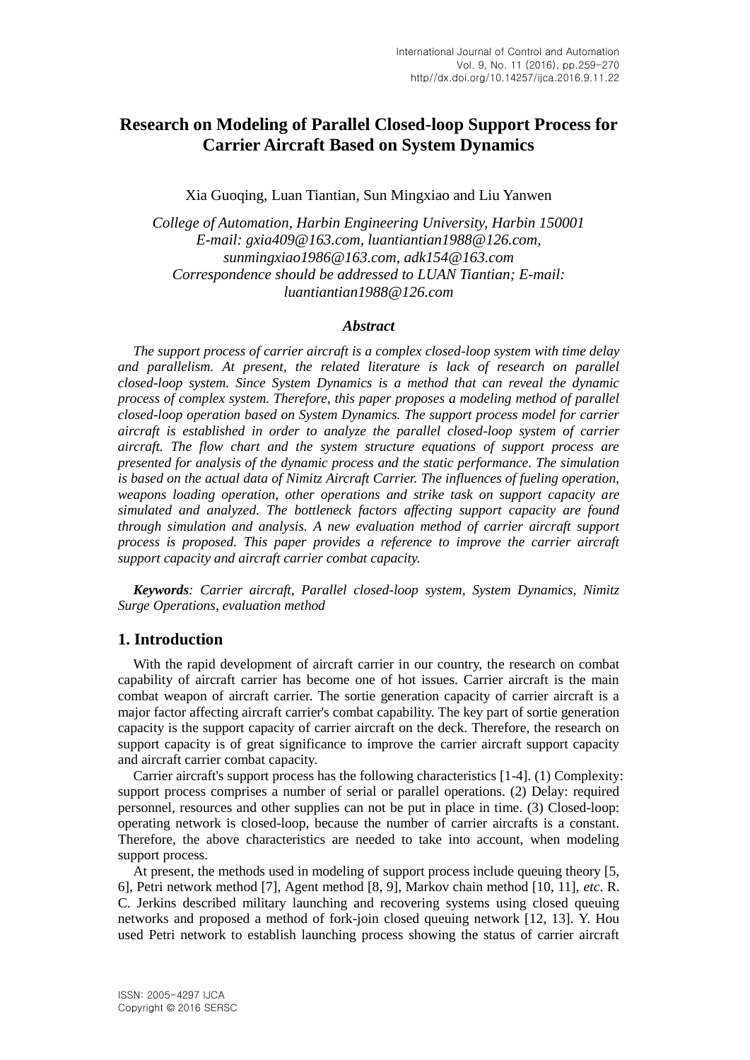# Research on Modeling of Parallel Closed-loop Support Process for Carrier Aircraft Based on System Dynamics

Xia Guoqing, Luan Tiantian, Sun Mingxiao and Liu Yanwen

*College of Automation, Harbin Engineering University, Harbin 150001*
*E-mail: gxia409@163.com, luantiantian1988@126.com, sunmingxiao1986@163.com, adk154@163.com*
*Correspondence should be addressed to LUAN Tiantian; E-mail: luantiantian1988@126.com*

### *Abstract*

*The support process of carrier aircraft is a complex closed-loop system with time delay and parallelism. At present, the related literature is lack of research on parallel closed-loop system. Since System Dynamics is a method that can reveal the dynamic process of complex system. Therefore, this paper proposes a modeling method of parallel closed-loop operation based on System Dynamics. The support process model for carrier aircraft is established in order to analyze the parallel closed-loop system of carrier aircraft. The flow chart and the system structure equations of support process are presented for analysis of the dynamic process and the static performance. The simulation is based on the actual data of Nimitz Aircraft Carrier. The influences of fueling operation, weapons loading operation, other operations and strike task on support capacity are simulated and analyzed. The bottleneck factors affecting support capacity are found through simulation and analysis. A new evaluation method of carrier aircraft support process is proposed. This paper provides a reference to improve the carrier aircraft support capacity and aircraft carrier combat capacity.*

***Keywords****: Carrier aircraft, Parallel closed-loop system, System Dynamics, Nimitz Surge Operations, evaluation method*

## 1. Introduction

With the rapid development of aircraft carrier in our country, the research on combat capability of aircraft carrier has become one of hot issues. Carrier aircraft is the main combat weapon of aircraft carrier. The sortie generation capacity of carrier aircraft is a major factor affecting aircraft carrier's combat capability. The key part of sortie generation capacity is the support capacity of carrier aircraft on the deck. Therefore, the research on support capacity is of great significance to improve the carrier aircraft support capacity and aircraft carrier combat capacity.

Carrier aircraft's support process has the following characteristics [1-4]. (1) Complexity: support process comprises a number of serial or parallel operations. (2) Delay: required personnel, resources and other supplies can not be put in place in time. (3) Closed-loop: operating network is closed-loop, because the number of carrier aircrafts is a constant. Therefore, the above characteristics are needed to take into account, when modeling support process.

At present, the methods used in modeling of support process include queuing theory [5, 6], Petri network method [7], Agent method [8, 9], Markov chain method [10, 11], *etc*. R. C. Jerkins described military launching and recovering systems using closed queuing networks and proposed a method of fork-join closed queuing network [12, 13]. Y. Hou used Petri network to establish launching process showing the status of carrier aircraft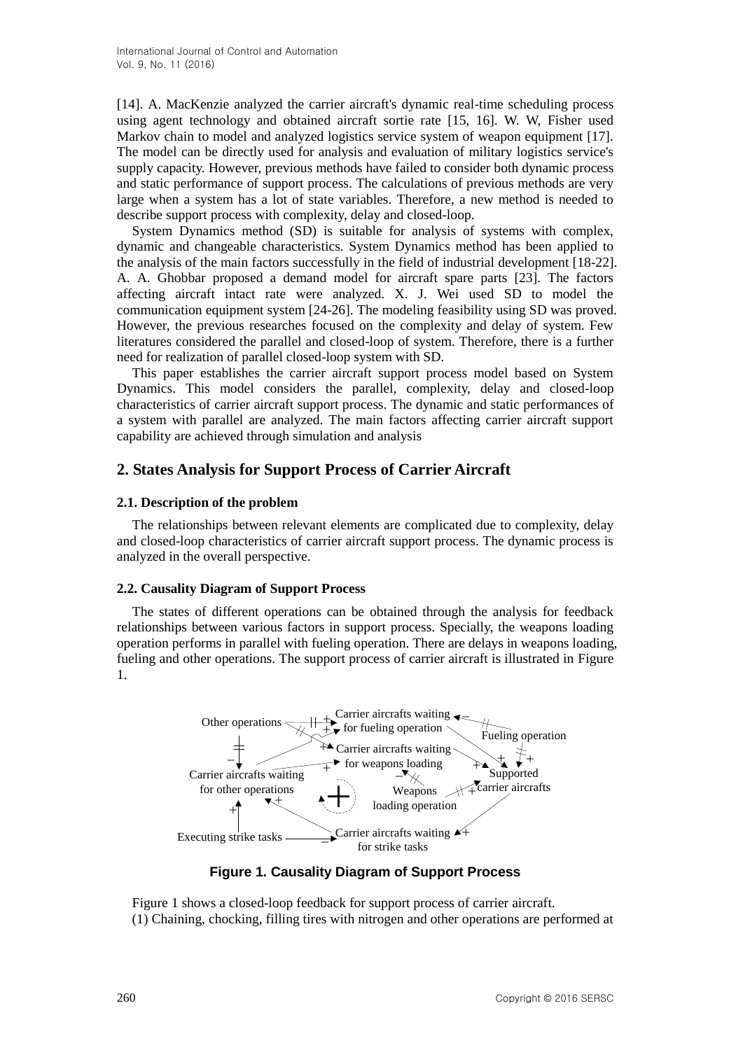[14]. A. MacKenzie analyzed the carrier aircraft's dynamic real-time scheduling process using agent technology and obtained aircraft sortie rate [15, 16]. W. W, Fisher used Markov chain to model and analyzed logistics service system of weapon equipment [17]. The model can be directly used for analysis and evaluation of military logistics service's supply capacity. However, previous methods have failed to consider both dynamic process and static performance of support process. The calculations of previous methods are very large when a system has a lot of state variables. Therefore, a new method is needed to describe support process with complexity, delay and closed-loop.

System Dynamics method (SD) is suitable for analysis of systems with complex, dynamic and changeable characteristics. System Dynamics method has been applied to the analysis of the main factors successfully in the field of industrial development [18-22]. A. A. Ghobbar proposed a demand model for aircraft spare parts [23]. The factors affecting aircraft intact rate were analyzed. X. J. Wei used SD to model the communication equipment system [24-26]. The modeling feasibility using SD was proved. However, the previous researches focused on the complexity and delay of system. Few literatures considered the parallel and closed-loop of system. Therefore, there is a further need for realization of parallel closed-loop system with SD.

This paper establishes the carrier aircraft support process model based on System Dynamics. This model considers the parallel, complexity, delay and closed-loop characteristics of carrier aircraft support process. The dynamic and static performances of a system with parallel are analyzed. The main factors affecting carrier aircraft support capability are achieved through simulation and analysis

## 2. States Analysis for Support Process of Carrier Aircraft

### 2.1. Description of the problem

The relationships between relevant elements are complicated due to complexity, delay and closed-loop characteristics of carrier aircraft support process. The dynamic process is analyzed in the overall perspective.

### 2.2. Causality Diagram of Support Process

The states of different operations can be obtained through the analysis for feedback relationships between various factors in support process. Specially, the weapons loading operation performs in parallel with fueling operation. There are delays in weapons loading, fueling and other operations. The support process of carrier aircraft is illustrated in Figure 1.

**Figure 1. Causality Diagram of Support Process**

Figure 1 shows a closed-loop feedback for support process of carrier aircraft.

(1) Chaining, chocking, filling tires with nitrogen and other operations are performed at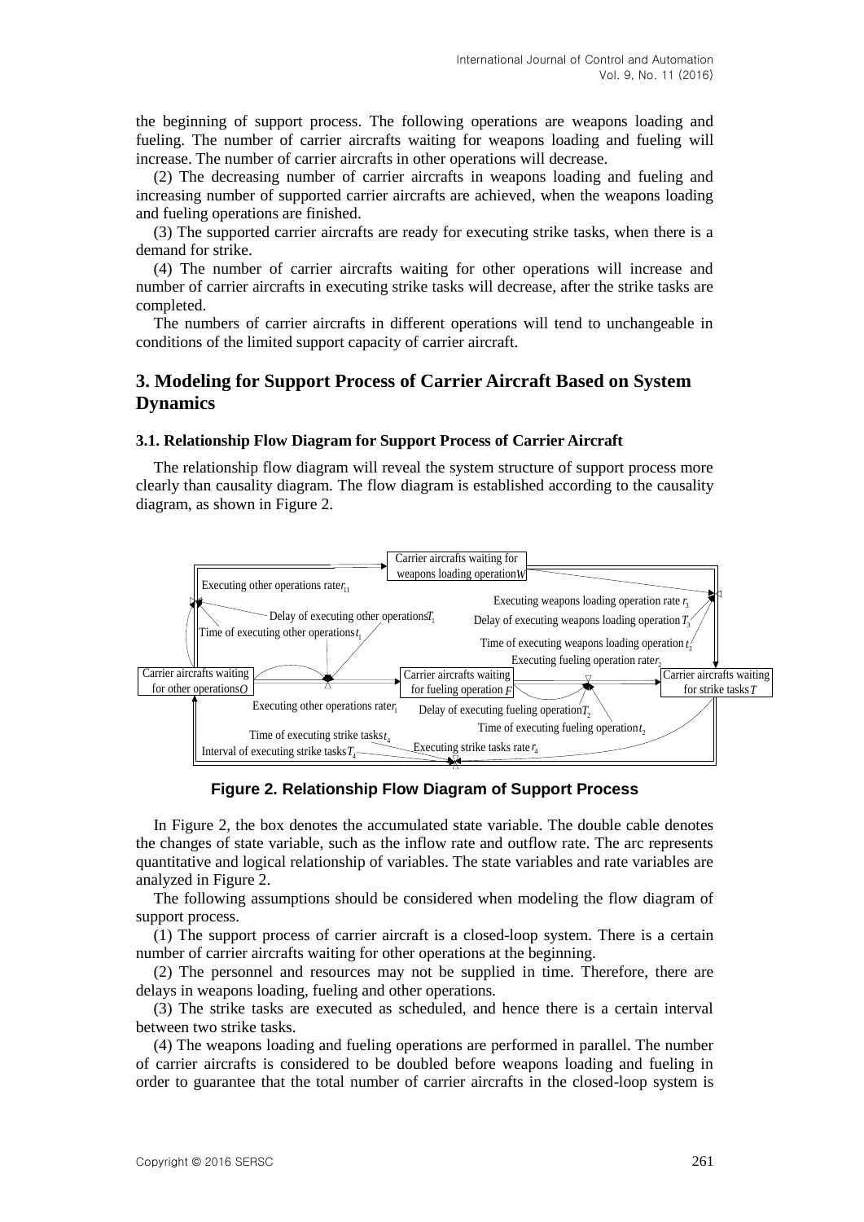the beginning of support process. The following operations are weapons loading and fueling. The number of carrier aircrafts waiting for weapons loading and fueling will increase. The number of carrier aircrafts in other operations will decrease.

(2) The decreasing number of carrier aircrafts in weapons loading and fueling and increasing number of supported carrier aircrafts are achieved, when the weapons loading and fueling operations are finished.

(3) The supported carrier aircrafts are ready for executing strike tasks, when there is a demand for strike.

(4) The number of carrier aircrafts waiting for other operations will increase and number of carrier aircrafts in executing strike tasks will decrease, after the strike tasks are completed.

The numbers of carrier aircrafts in different operations will tend to unchangeable in conditions of the limited support capacity of carrier aircraft.

## 3. Modeling for Support Process of Carrier Aircraft Based on System Dynamics

### 3.1. Relationship Flow Diagram for Support Process of Carrier Aircraft

The relationship flow diagram will reveal the system structure of support process more clearly than causality diagram. The flow diagram is established according to the causality diagram, as shown in Figure 2.

Carrier aircrafts waiting for weapons loading operation $W$

Executing other operations rate $r_{11}$

Executing weapons loading operation rate $r_3$

Delay of executing other operations $T_1$

Delay of executing weapons loading operation $T_3$

Time of executing other operations $t_1$

Time of executing weapons loading operation $t_3$

Executing fueling operation rate $r_2$

Carrier aircrafts waiting for other operations $O$

Carrier aircrafts waiting for fueling operation $F$

Carrier aircrafts waiting for strike tasks $T$

Executing other operations rate $r_1$

Delay of executing fueling operation $T_2$

Time of executing fueling operation $t_2$

Time of executing strike tasks $t_4$

Executing strike tasks rate $r_4$

Interval of executing strike tasks $T_4$

**Figure 2. Relationship Flow Diagram of Support Process**

In Figure 2, the box denotes the accumulated state variable. The double cable denotes the changes of state variable, such as the inflow rate and outflow rate. The arc represents quantitative and logical relationship of variables. The state variables and rate variables are analyzed in Figure 2.

The following assumptions should be considered when modeling the flow diagram of support process.

(1) The support process of carrier aircraft is a closed-loop system. There is a certain number of carrier aircrafts waiting for other operations at the beginning.

(2) The personnel and resources may not be supplied in time. Therefore, there are delays in weapons loading, fueling and other operations.

(3) The strike tasks are executed as scheduled, and hence there is a certain interval between two strike tasks.

(4) The weapons loading and fueling operations are performed in parallel. The number of carrier aircrafts is considered to be doubled before weapons loading and fueling in order to guarantee that the total number of carrier aircrafts in the closed-loop system is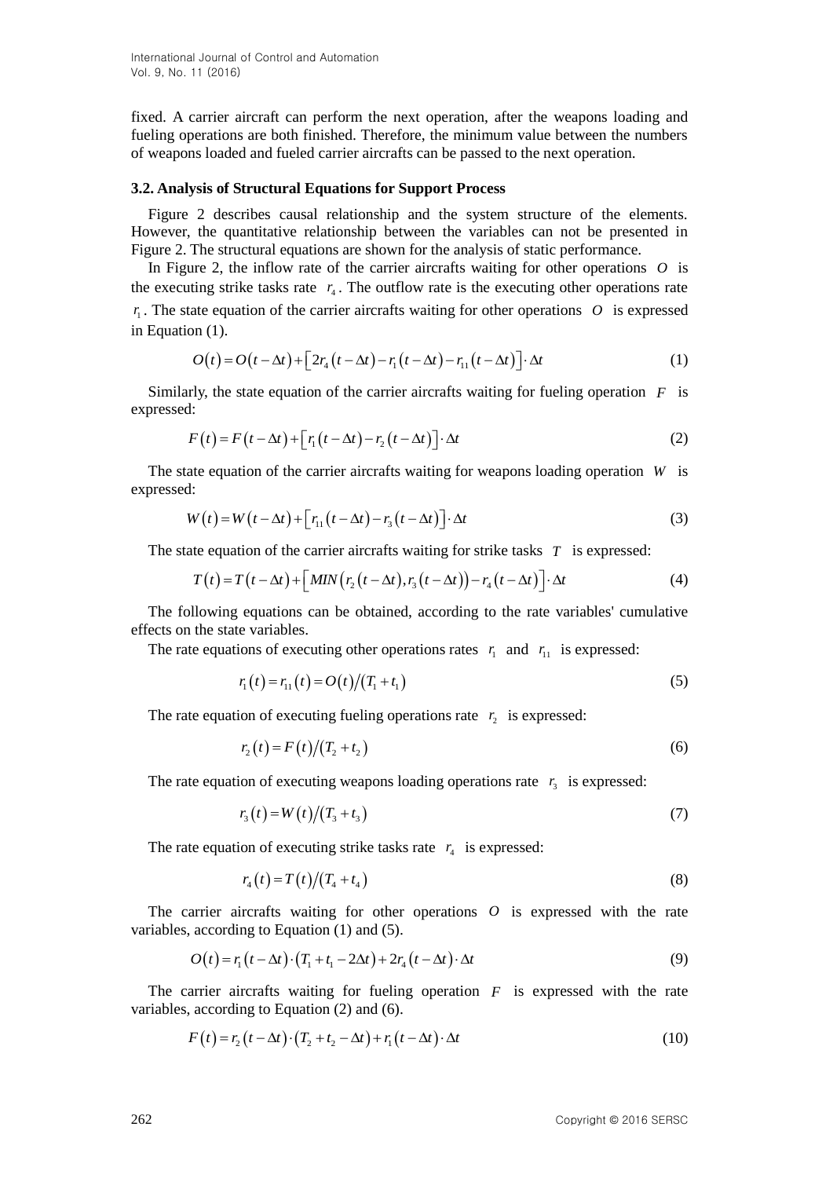fixed. A carrier aircraft can perform the next operation, after the weapons loading and fueling operations are both finished. Therefore, the minimum value between the numbers of weapons loaded and fueled carrier aircrafts can be passed to the next operation.

### 3.2. Analysis of Structural Equations for Support Process

Figure 2 describes causal relationship and the system structure of the elements. However, the quantitative relationship between the variables can not be presented in Figure 2. The structural equations are shown for the analysis of static performance.

In Figure 2, the inflow rate of the carrier aircrafts waiting for other operations $O$ is the executing strike tasks rate $r_4$. The outflow rate is the executing other operations rate $r_1$. The state equation of the carrier aircrafts waiting for other operations $O$ is expressed in Equation (1).

$$O(t) = O(t - \Delta t) + \left[2r_4(t - \Delta t) - r_1(t - \Delta t) - r_{11}(t - \Delta t)\right] \cdot \Delta t \tag{1}$$

Similarly, the state equation of the carrier aircrafts waiting for fueling operation $F$ is expressed:

$$F(t) = F(t - \Delta t) + \left[r_1(t - \Delta t) - r_2(t - \Delta t)\right] \cdot \Delta t \tag{2}$$

The state equation of the carrier aircrafts waiting for weapons loading operation $W$ is expressed:

$$W(t) = W(t - \Delta t) + \left[r_{11}(t - \Delta t) - r_3(t - \Delta t)\right] \cdot \Delta t \tag{3}$$

The state equation of the carrier aircrafts waiting for strike tasks $T$ is expressed:

$$T(t) = T(t - \Delta t) + \left[MIN\left(r_2(t - \Delta t), r_3(t - \Delta t)\right) - r_4(t - \Delta t)\right] \cdot \Delta t \tag{4}$$

The following equations can be obtained, according to the rate variables' cumulative effects on the state variables.

The rate equations of executing other operations rates $r_1$ and $r_{11}$ is expressed:

$$r_1(t) = r_{11}(t) = O(t) / (T_1 + t_1) \tag{5}$$

The rate equation of executing fueling operations rate $r_2$ is expressed:

$$r_2(t) = F(t) / (T_2 + t_2) \tag{6}$$

The rate equation of executing weapons loading operations rate $r_3$ is expressed:

$$r_3(t) = W(t) / (T_3 + t_3) \tag{7}$$

The rate equation of executing strike tasks rate $r_4$ is expressed:

$$r_4(t) = T(t) / (T_4 + t_4) \tag{8}$$

The carrier aircrafts waiting for other operations $O$ is expressed with the rate variables, according to Equation (1) and (5).

$$O(t) = r_1(t - \Delta t) \cdot (T_1 + t_1 - 2\Delta t) + 2r_4(t - \Delta t) \cdot \Delta t \tag{9}$$

The carrier aircrafts waiting for fueling operation $F$ is expressed with the rate variables, according to Equation (2) and (6).

$$F(t) = r_2(t - \Delta t) \cdot (T_2 + t_2 - \Delta t) + r_1(t - \Delta t) \cdot \Delta t \tag{10}$$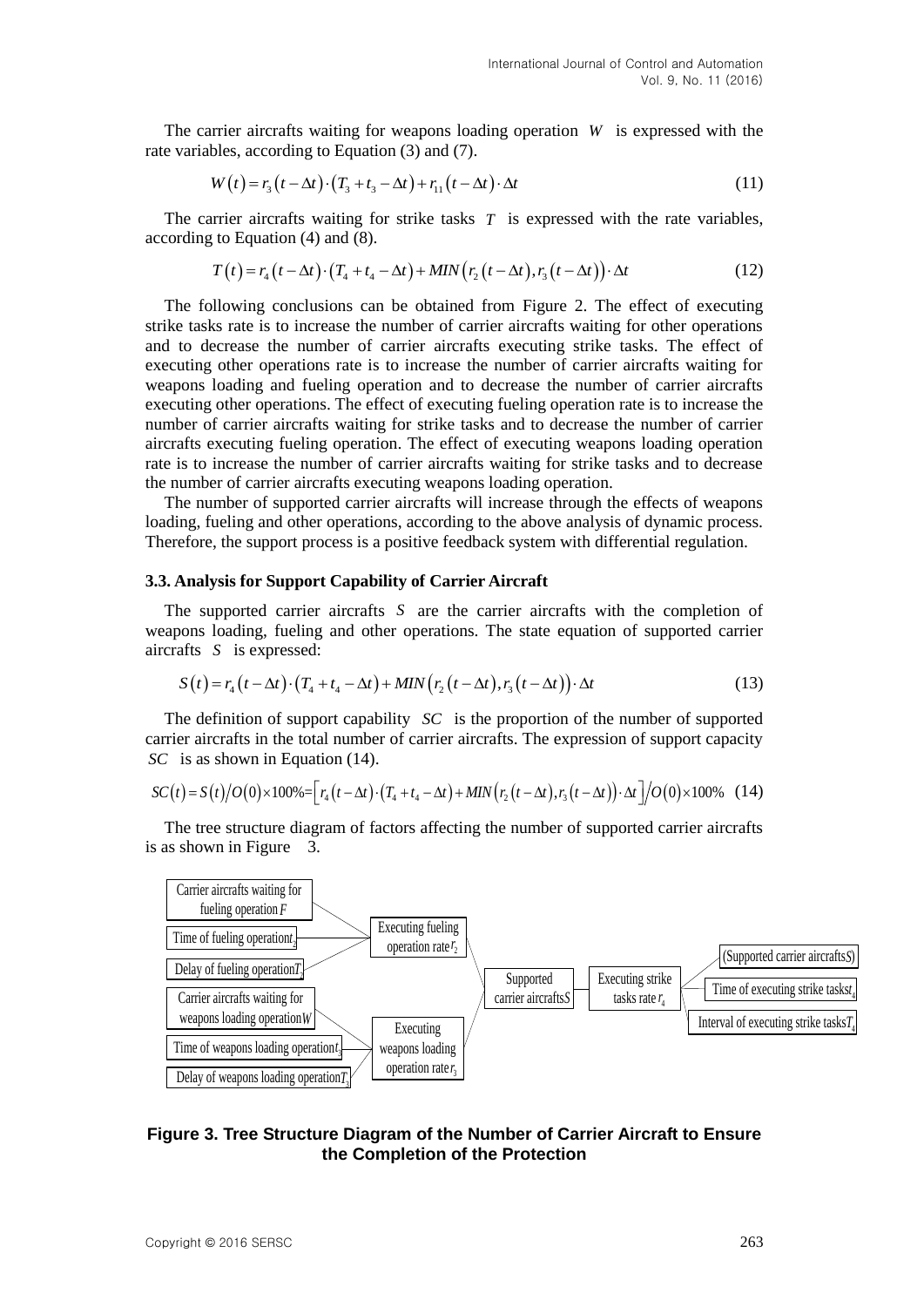The carrier aircrafts waiting for weapons loading operation $W$ is expressed with the rate variables, according to Equation (3) and (7).

$$W(t) = r_3(t-\Delta t)\cdot(T_3 + t_3 - \Delta t) + r_{11}(t-\Delta t)\cdot\Delta t \tag{11}$$

The carrier aircrafts waiting for strike tasks $T$ is expressed with the rate variables, according to Equation (4) and (8).

$$T(t) = r_4(t-\Delta t)\cdot(T_4 + t_4 - \Delta t) + MIN\left(r_2(t-\Delta t), r_3(t-\Delta t)\right)\cdot\Delta t \tag{12}$$

The following conclusions can be obtained from Figure 2. The effect of executing strike tasks rate is to increase the number of carrier aircrafts waiting for other operations and to decrease the number of carrier aircrafts executing strike tasks. The effect of executing other operations rate is to increase the number of carrier aircrafts waiting for weapons loading and fueling operation and to decrease the number of carrier aircrafts executing other operations. The effect of executing fueling operation rate is to increase the number of carrier aircrafts waiting for strike tasks and to decrease the number of carrier aircrafts executing fueling operation. The effect of executing weapons loading operation rate is to increase the number of carrier aircrafts waiting for strike tasks and to decrease the number of carrier aircrafts executing weapons loading operation.

The number of supported carrier aircrafts will increase through the effects of weapons loading, fueling and other operations, according to the above analysis of dynamic process. Therefore, the support process is a positive feedback system with differential regulation.

### 3.3. Analysis for Support Capability of Carrier Aircraft

The supported carrier aircrafts $S$ are the carrier aircrafts with the completion of weapons loading, fueling and other operations. The state equation of supported carrier aircrafts $S$ is expressed:

$$S(t) = r_4(t-\Delta t)\cdot(T_4 + t_4 - \Delta t) + MIN\left(r_2(t-\Delta t), r_3(t-\Delta t)\right)\cdot\Delta t \tag{13}$$

The definition of support capability $SC$ is the proportion of the number of supported carrier aircrafts in the total number of carrier aircrafts. The expression of support capacity $SC$ is as shown in Equation (14).

$$SC(t) = S(t)/O(0)\times 100\% = \left[r_4(t-\Delta t)\cdot(T_4 + t_4 - \Delta t) + MIN\left(r_2(t-\Delta t), r_3(t-\Delta t)\right)\cdot\Delta t\right]/O(0)\times 100\% \tag{14}$$

The tree structure diagram of factors affecting the number of supported carrier aircrafts is as shown in Figure 3.

**Figure 3. Tree Structure Diagram of the Number of Carrier Aircraft to Ensure the Completion of the Protection**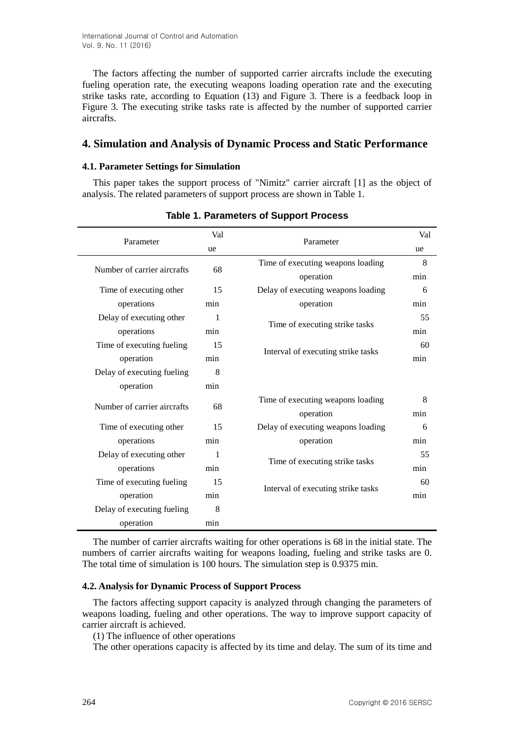The factors affecting the number of supported carrier aircrafts include the executing fueling operation rate, the executing weapons loading operation rate and the executing strike tasks rate, according to Equation (13) and Figure 3. There is a feedback loop in Figure 3. The executing strike tasks rate is affected by the number of supported carrier aircrafts.

## 4. Simulation and Analysis of Dynamic Process and Static Performance

### 4.1. Parameter Settings for Simulation

This paper takes the support process of "Nimitz" carrier aircraft [1] as the object of analysis. The related parameters of support process are shown in Table 1.

**Table 1. Parameters of Support Process**

| Parameter | Value | Parameter | Value |
|---|---|---|---|
| Number of carrier aircrafts | 68 | Time of executing weapons loading operation | 8 min |
| Time of executing other operations | 15 min | Delay of executing weapons loading operation | 6 min |
| Delay of executing other operations | 1 min | Time of executing strike tasks | 55 min |
| Time of executing fueling operation | 15 min | Interval of executing strike tasks | 60 min |
| Delay of executing fueling operation | 8 min | | |
| Number of carrier aircrafts | 68 | Time of executing weapons loading operation | 8 min |
| Time of executing other operations | 15 min | Delay of executing weapons loading operation | 6 min |
| Delay of executing other operations | 1 min | Time of executing strike tasks | 55 min |
| Time of executing fueling operation | 15 min | Interval of executing strike tasks | 60 min |
| Delay of executing fueling operation | 8 min | | |

The number of carrier aircrafts waiting for other operations is 68 in the initial state. The numbers of carrier aircrafts waiting for weapons loading, fueling and strike tasks are 0. The total time of simulation is 100 hours. The simulation step is 0.9375 min.

### 4.2. Analysis for Dynamic Process of Support Process

The factors affecting support capacity is analyzed through changing the parameters of weapons loading, fueling and other operations. The way to improve support capacity of carrier aircraft is achieved.

(1) The influence of other operations

The other operations capacity is affected by its time and delay. The sum of its time and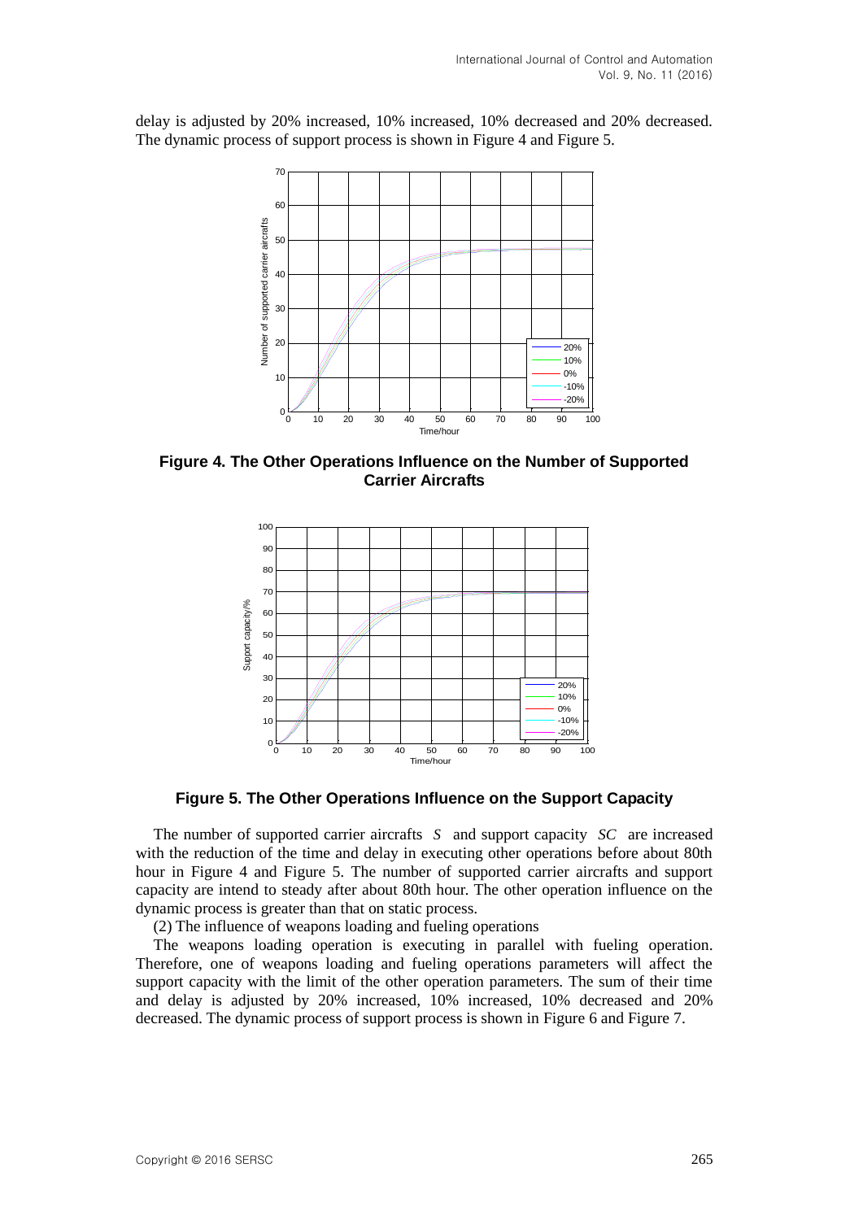delay is adjusted by 20% increased, 10% increased, 10% decreased and 20% decreased. The dynamic process of support process is shown in Figure 4 and Figure 5.

**Figure 4. The Other Operations Influence on the Number of Supported Carrier Aircrafts**

**Figure 5. The Other Operations Influence on the Support Capacity**

The number of supported carrier aircrafts $S$ and support capacity $SC$ are increased with the reduction of the time and delay in executing other operations before about 80th hour in Figure 4 and Figure 5. The number of supported carrier aircrafts and support capacity are intend to steady after about 80th hour. The other operation influence on the dynamic process is greater than that on static process.

(2) The influence of weapons loading and fueling operations

The weapons loading operation is executing in parallel with fueling operation. Therefore, one of weapons loading and fueling operations parameters will affect the support capacity with the limit of the other operation parameters. The sum of their time and delay is adjusted by 20% increased, 10% increased, 10% decreased and 20% decreased. The dynamic process of support process is shown in Figure 6 and Figure 7.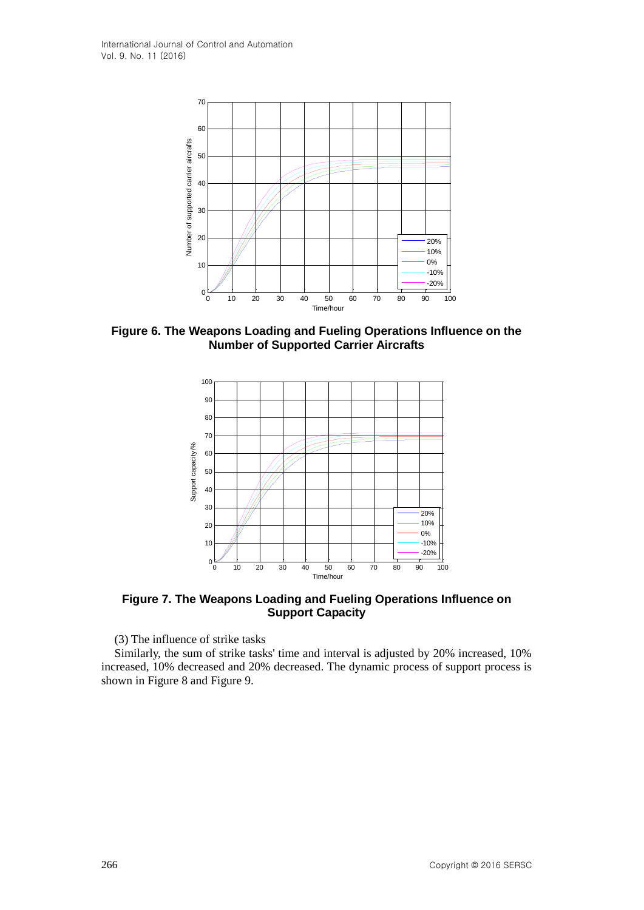**Figure 6. The Weapons Loading and Fueling Operations Influence on the Number of Supported Carrier Aircrafts**

**Figure 7. The Weapons Loading and Fueling Operations Influence on Support Capacity**

(3) The influence of strike tasks

Similarly, the sum of strike tasks' time and interval is adjusted by 20% increased, 10% increased, 10% decreased and 20% decreased. The dynamic process of support process is shown in Figure 8 and Figure 9.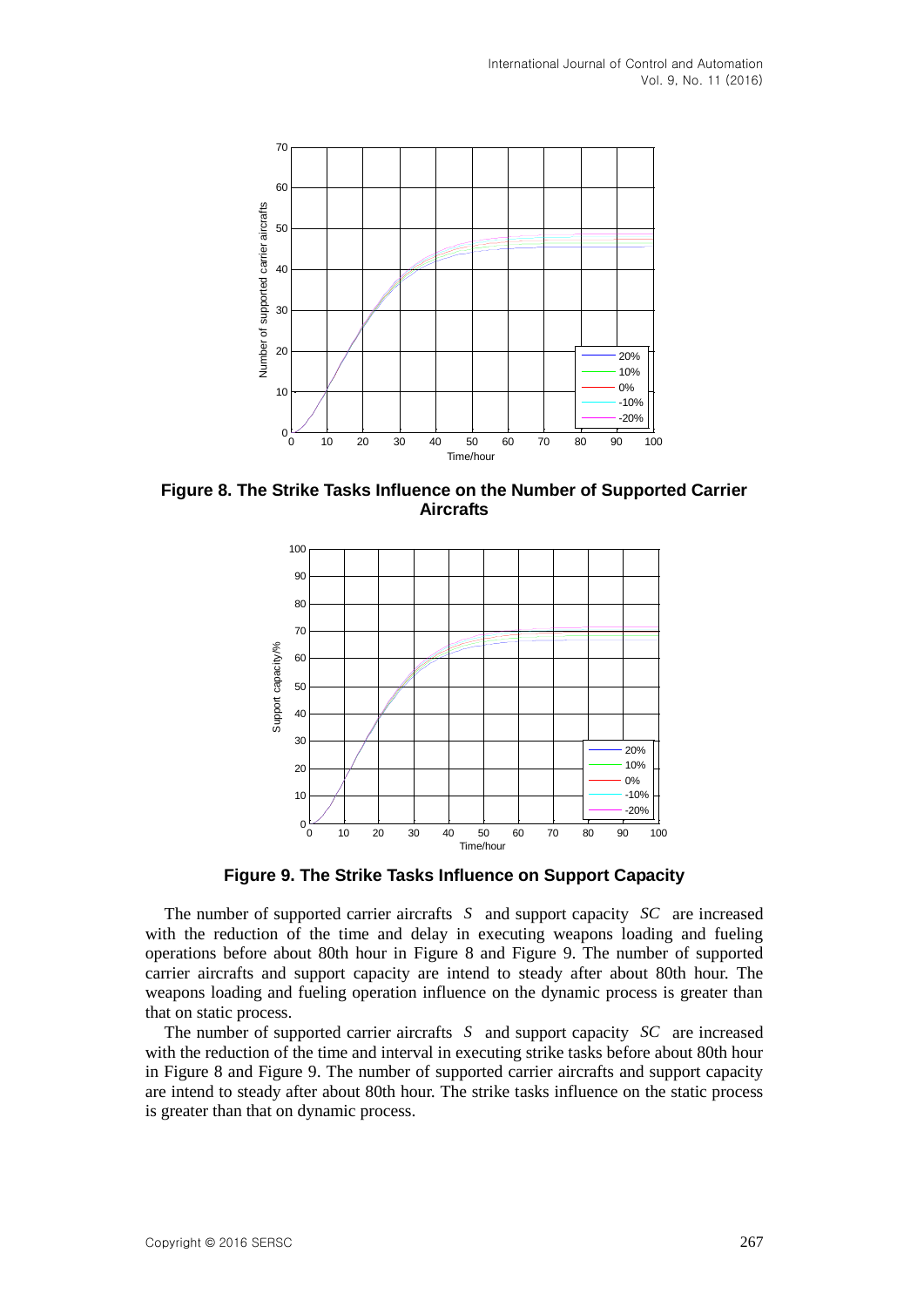**Figure 8. The Strike Tasks Influence on the Number of Supported Carrier Aircrafts**

**Figure 9. The Strike Tasks Influence on Support Capacity**

The number of supported carrier aircrafts $S$ and support capacity $SC$ are increased with the reduction of the time and delay in executing weapons loading and fueling operations before about 80th hour in Figure 8 and Figure 9. The number of supported carrier aircrafts and support capacity are intend to steady after about 80th hour. The weapons loading and fueling operation influence on the dynamic process is greater than that on static process.

The number of supported carrier aircrafts $S$ and support capacity $SC$ are increased with the reduction of the time and interval in executing strike tasks before about 80th hour in Figure 8 and Figure 9. The number of supported carrier aircrafts and support capacity are intend to steady after about 80th hour. The strike tasks influence on the static process is greater than that on dynamic process.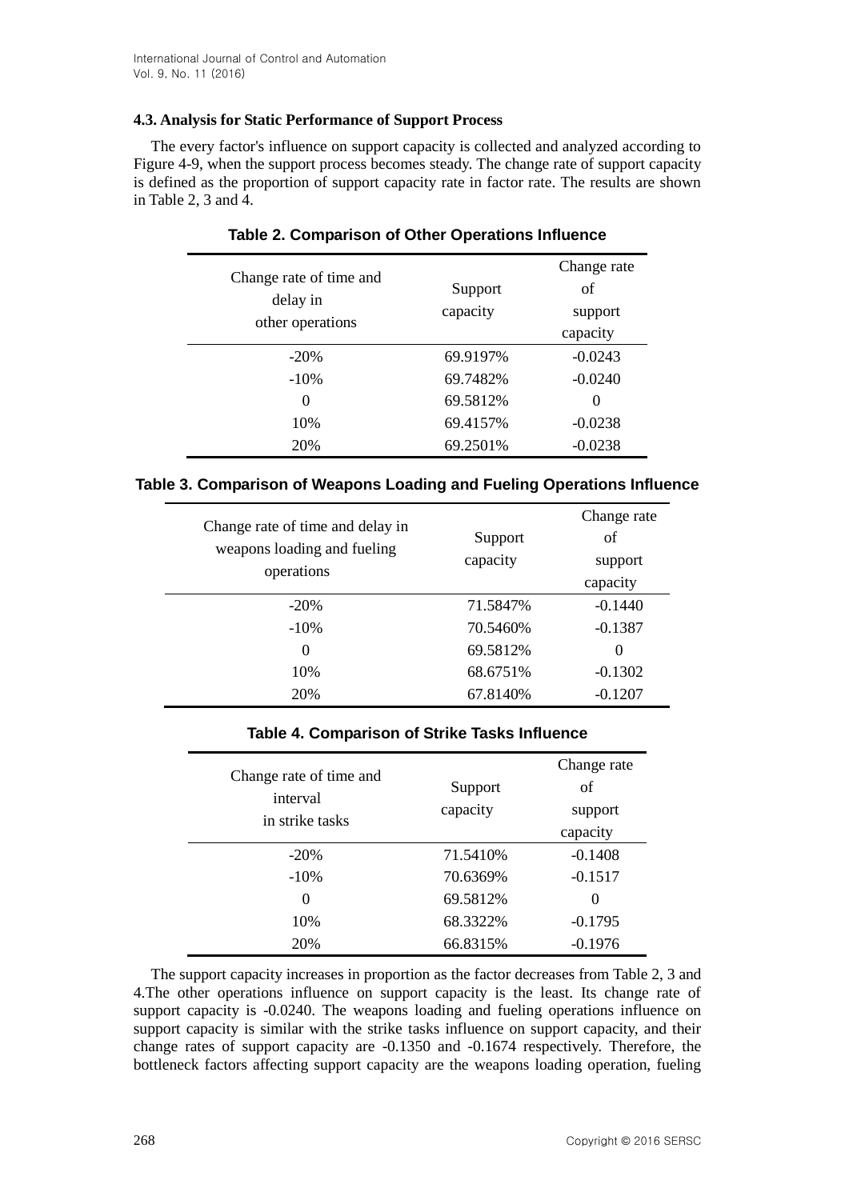### 4.3. Analysis for Static Performance of Support Process

The every factor's influence on support capacity is collected and analyzed according to Figure 4-9, when the support process becomes steady. The change rate of support capacity is defined as the proportion of support capacity rate in factor rate. The results are shown in Table 2, 3 and 4.

**Table 2. Comparison of Other Operations Influence**

| Change rate of time and delay in other operations | Support capacity | Change rate of support capacity |
|---|---|---|
| -20% | 69.9197% | -0.0243 |
| -10% | 69.7482% | -0.0240 |
| 0 | 69.5812% | 0 |
| 10% | 69.4157% | -0.0238 |
| 20% | 69.2501% | -0.0238 |

**Table 3. Comparison of Weapons Loading and Fueling Operations Influence**

| Change rate of time and delay in weapons loading and fueling operations | Support capacity | Change rate of support capacity |
|---|---|---|
| -20% | 71.5847% | -0.1440 |
| -10% | 70.5460% | -0.1387 |
| 0 | 69.5812% | 0 |
| 10% | 68.6751% | -0.1302 |
| 20% | 67.8140% | -0.1207 |

**Table 4. Comparison of Strike Tasks Influence**

| Change rate of time and interval in strike tasks | Support capacity | Change rate of support capacity |
|---|---|---|
| -20% | 71.5410% | -0.1408 |
| -10% | 70.6369% | -0.1517 |
| 0 | 69.5812% | 0 |
| 10% | 68.3322% | -0.1795 |
| 20% | 66.8315% | -0.1976 |

The support capacity increases in proportion as the factor decreases from Table 2, 3 and 4.The other operations influence on support capacity is the least. Its change rate of support capacity is -0.0240. The weapons loading and fueling operations influence on support capacity is similar with the strike tasks influence on support capacity, and their change rates of support capacity are -0.1350 and -0.1674 respectively. Therefore, the bottleneck factors affecting support capacity are the weapons loading operation, fueling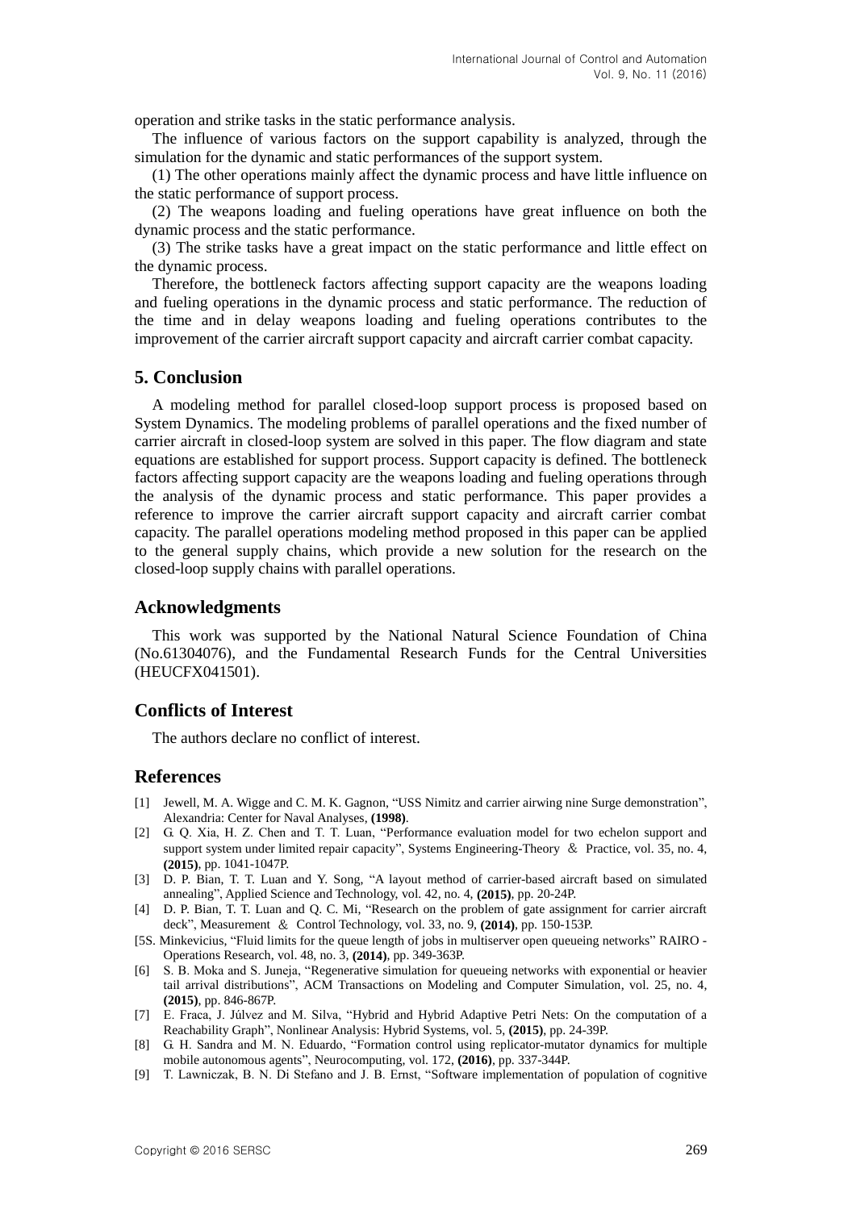operation and strike tasks in the static performance analysis.

The influence of various factors on the support capability is analyzed, through the simulation for the dynamic and static performances of the support system.

(1) The other operations mainly affect the dynamic process and have little influence on the static performance of support process.

(2) The weapons loading and fueling operations have great influence on both the dynamic process and the static performance.

(3) The strike tasks have a great impact on the static performance and little effect on the dynamic process.

Therefore, the bottleneck factors affecting support capacity are the weapons loading and fueling operations in the dynamic process and static performance. The reduction of the time and in delay weapons loading and fueling operations contributes to the improvement of the carrier aircraft support capacity and aircraft carrier combat capacity.

## 5. Conclusion

A modeling method for parallel closed-loop support process is proposed based on System Dynamics. The modeling problems of parallel operations and the fixed number of carrier aircraft in closed-loop system are solved in this paper. The flow diagram and state equations are established for support process. Support capacity is defined. The bottleneck factors affecting support capacity are the weapons loading and fueling operations through the analysis of the dynamic process and static performance. This paper provides a reference to improve the carrier aircraft support capacity and aircraft carrier combat capacity. The parallel operations modeling method proposed in this paper can be applied to the general supply chains, which provide a new solution for the research on the closed-loop supply chains with parallel operations.

## Acknowledgments

This work was supported by the National Natural Science Foundation of China (No.61304076), and the Fundamental Research Funds for the Central Universities (HEUCFX041501).

## Conflicts of Interest

The authors declare no conflict of interest.

## References

[1] Jewell, M. A. Wigge and C. M. K. Gagnon, "USS Nimitz and carrier airwing nine Surge demonstration", Alexandria: Center for Naval Analyses, **(1998)**.

[2] G. Q. Xia, H. Z. Chen and T. T. Luan, "Performance evaluation model for two echelon support and support system under limited repair capacity", Systems Engineering-Theory ＆ Practice, vol. 35, no. 4, **(2015)**, pp. 1041-1047P.

[3] D. P. Bian, T. T. Luan and Y. Song, "A layout method of carrier-based aircraft based on simulated annealing", Applied Science and Technology, vol. 42, no. 4, **(2015)**, pp. 20-24P.

[4] D. P. Bian, T. T. Luan and Q. C. Mi, "Research on the problem of gate assignment for carrier aircraft deck", Measurement ＆ Control Technology, vol. 33, no. 9, **(2014)**, pp. 150-153P.

[5S. Minkevicius, "Fluid limits for the queue length of jobs in multiserver open queueing networks" RAIRO - Operations Research, vol. 48, no. 3, **(2014)**, pp. 349-363P.

[6] S. B. Moka and S. Juneja, "Regenerative simulation for queueing networks with exponential or heavier tail arrival distributions", ACM Transactions on Modeling and Computer Simulation, vol. 25, no. 4, **(2015)**, pp. 846-867P.

[7] E. Fraca, J. Júlvez and M. Silva, "Hybrid and Hybrid Adaptive Petri Nets: On the computation of a Reachability Graph", Nonlinear Analysis: Hybrid Systems, vol. 5, **(2015)**, pp. 24-39P.

[8] G. H. Sandra and M. N. Eduardo, "Formation control using replicator-mutator dynamics for multiple mobile autonomous agents", Neurocomputing, vol. 172, **(2016)**, pp. 337-344P.

[9] T. Lawniczak, B. N. Di Stefano and J. B. Ernst, "Software implementation of population of cognitive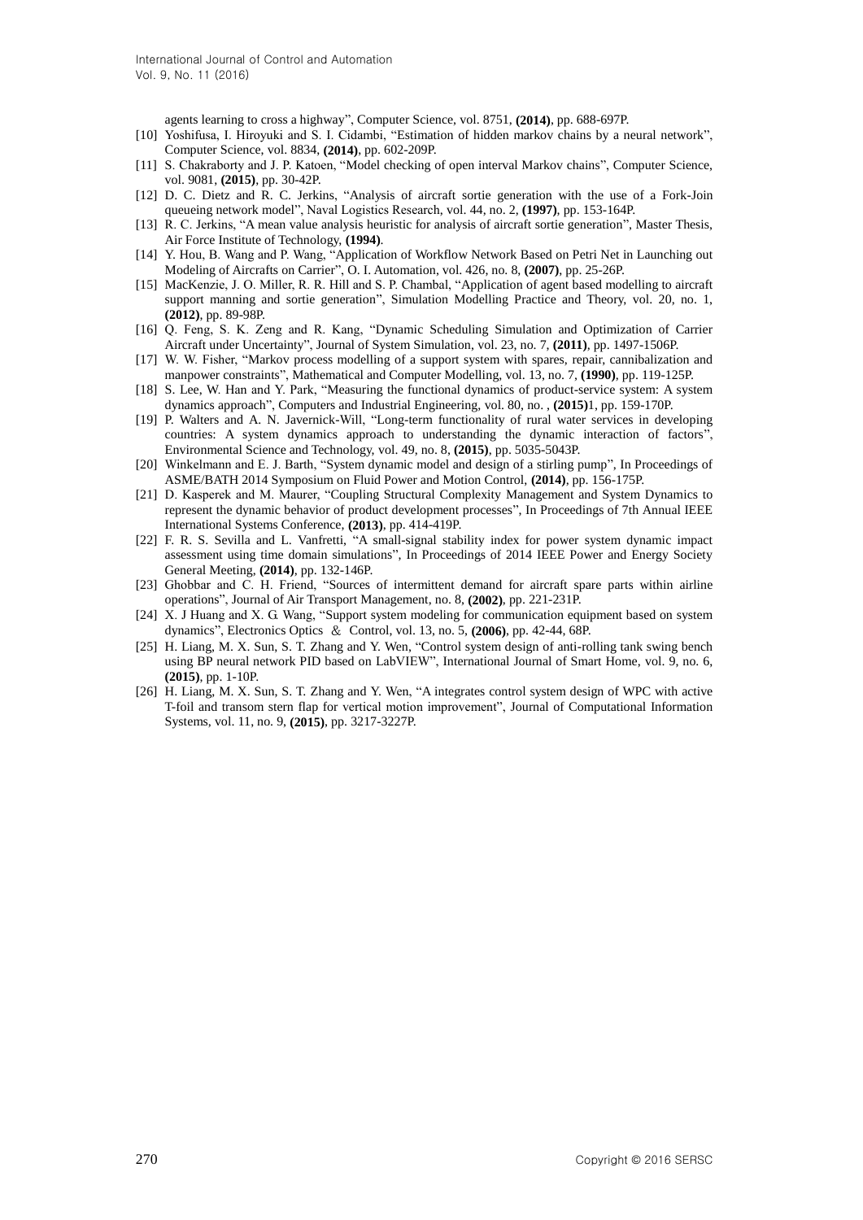agents learning to cross a highway", Computer Science, vol. 8751, **(2014)**, pp. 688-697P.

[10] Yoshifusa, I. Hiroyuki and S. I. Cidambi, "Estimation of hidden markov chains by a neural network", Computer Science, vol. 8834, **(2014)**, pp. 602-209P.

[11] S. Chakraborty and J. P. Katoen, "Model checking of open interval Markov chains", Computer Science, vol. 9081, **(2015)**, pp. 30-42P.

[12] D. C. Dietz and R. C. Jerkins, "Analysis of aircraft sortie generation with the use of a Fork-Join queueing network model", Naval Logistics Research, vol. 44, no. 2, **(1997)**, pp. 153-164P.

[13] R. C. Jerkins, "A mean value analysis heuristic for analysis of aircraft sortie generation", Master Thesis, Air Force Institute of Technology, **(1994)**.

[14] Y. Hou, B. Wang and P. Wang, "Application of Workflow Network Based on Petri Net in Launching out Modeling of Aircrafts on Carrier", O. I. Automation, vol. 426, no. 8, **(2007)**, pp. 25-26P.

[15] MacKenzie, J. O. Miller, R. R. Hill and S. P. Chambal, "Application of agent based modelling to aircraft support manning and sortie generation", Simulation Modelling Practice and Theory, vol. 20, no. 1, **(2012)**, pp. 89-98P.

[16] Q. Feng, S. K. Zeng and R. Kang, "Dynamic Scheduling Simulation and Optimization of Carrier Aircraft under Uncertainty", Journal of System Simulation, vol. 23, no. 7, **(2011)**, pp. 1497-1506P.

[17] W. W. Fisher, "Markov process modelling of a support system with spares, repair, cannibalization and manpower constraints", Mathematical and Computer Modelling, vol. 13, no. 7, **(1990)**, pp. 119-125P.

[18] S. Lee, W. Han and Y. Park, "Measuring the functional dynamics of product-service system: A system dynamics approach", Computers and Industrial Engineering, vol. 80, no. , **(2015)**1, pp. 159-170P.

[19] P. Walters and A. N. Javernick-Will, "Long-term functionality of rural water services in developing countries: A system dynamics approach to understanding the dynamic interaction of factors", Environmental Science and Technology, vol. 49, no. 8, **(2015)**, pp. 5035-5043P.

[20] Winkelmann and E. J. Barth, "System dynamic model and design of a stirling pump", In Proceedings of ASME/BATH 2014 Symposium on Fluid Power and Motion Control, **(2014)**, pp. 156-175P.

[21] D. Kasperek and M. Maurer, "Coupling Structural Complexity Management and System Dynamics to represent the dynamic behavior of product development processes", In Proceedings of 7th Annual IEEE International Systems Conference, **(2013)**, pp. 414-419P.

[22] F. R. S. Sevilla and L. Vanfretti, "A small-signal stability index for power system dynamic impact assessment using time domain simulations", In Proceedings of 2014 IEEE Power and Energy Society General Meeting, **(2014)**, pp. 132-146P.

[23] Ghobbar and C. H. Friend, "Sources of intermittent demand for aircraft spare parts within airline operations", Journal of Air Transport Management, no. 8, **(2002)**, pp. 221-231P.

[24] X. J Huang and X. G. Wang, "Support system modeling for communication equipment based on system dynamics", Electronics Optics ＆ Control, vol. 13, no. 5, **(2006)**, pp. 42-44, 68P.

[25] H. Liang, M. X. Sun, S. T. Zhang and Y. Wen, "Control system design of anti-rolling tank swing bench using BP neural network PID based on LabVIEW", International Journal of Smart Home, vol. 9, no. 6, **(2015)**, pp. 1-10P.

[26] H. Liang, M. X. Sun, S. T. Zhang and Y. Wen, "A integrates control system design of WPC with active T-foil and transom stern flap for vertical motion improvement", Journal of Computational Information Systems, vol. 11, no. 9, **(2015)**, pp. 3217-3227P.